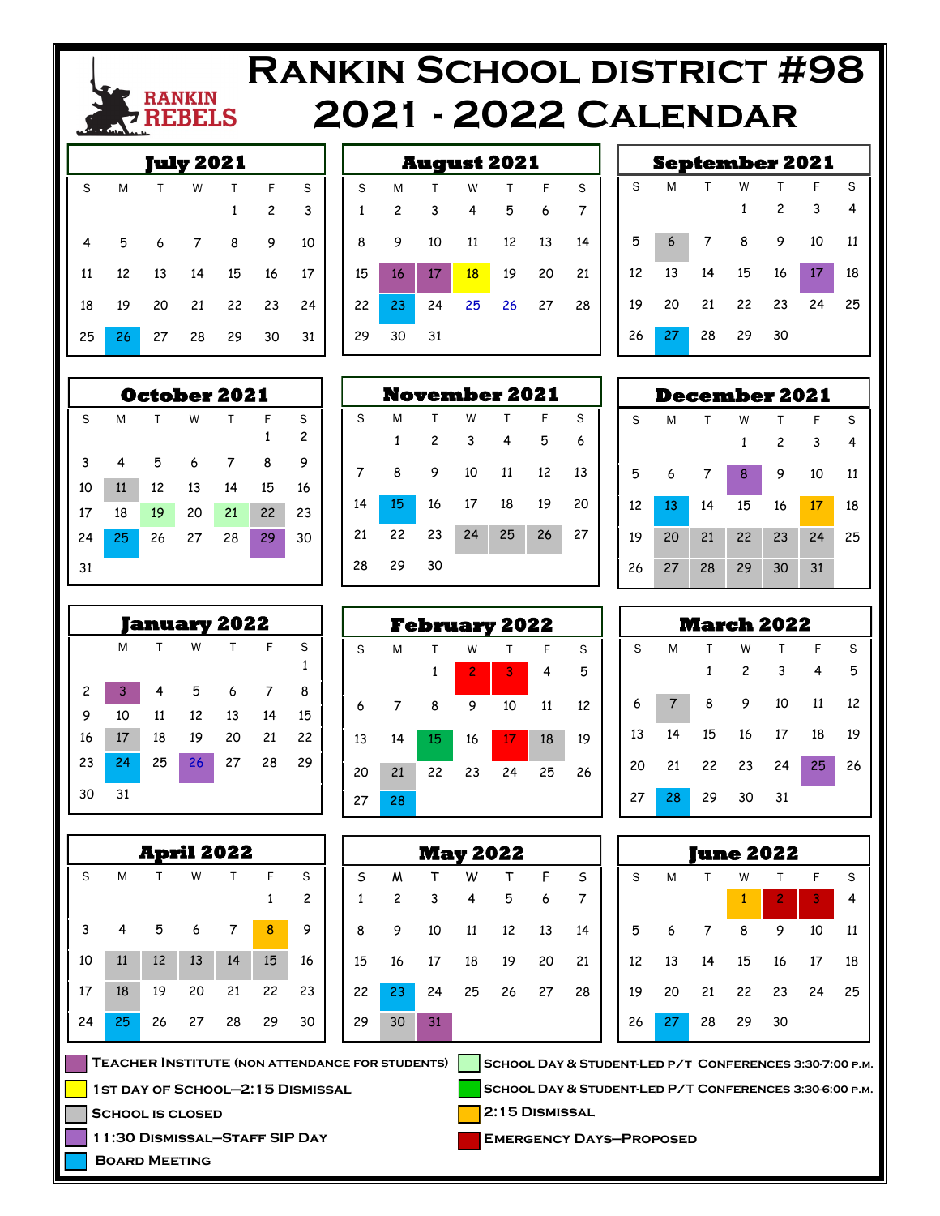# Rankin School District #98

# 2021 - 2022 Calendar

RANKIN REBELS

## July 2021

| S | M | T | W | T | F | S |
|---|---|---|---|---|---|---|
| | | | | 1 | 2 | 3 |
| 4 | 5 | 6 | 7 | 8 | 9 | 10 |
| 11 | 12 | 13 | 14 | 15 | 16 | 17 |
| 18 | 19 | 20 | 21 | 22 | 23 | 24 |
| 25 | 26 | 27 | 28 | 29 | 30 | 31 |

## August 2021

| S | M | T | W | T | F | S |
|---|---|---|---|---|---|---|
| 1 | 2 | 3 | 4 | 5 | 6 | 7 |
| 8 | 9 | 10 | 11 | 12 | 13 | 14 |
| 15 | 16 | 17 | 18 | 19 | 20 | 21 |
| 22 | 23 | 24 | 25 | 26 | 27 | 28 |
| 29 | 30 | 31 | | | | |

## September 2021

| S | M | T | W | T | F | S |
|---|---|---|---|---|---|---|
| | | | 1 | 2 | 3 | 4 |
| 5 | 6 | 7 | 8 | 9 | 10 | 11 |
| 12 | 13 | 14 | 15 | 16 | 17 | 18 |
| 19 | 20 | 21 | 22 | 23 | 24 | 25 |
| 26 | 27 | 28 | 29 | 30 | | |

## October 2021

| S | M | T | W | T | F | S |
|---|---|---|---|---|---|---|
| | | | | | 1 | 2 |
| 3 | 4 | 5 | 6 | 7 | 8 | 9 |
| 10 | 11 | 12 | 13 | 14 | 15 | 16 |
| 17 | 18 | 19 | 20 | 21 | 22 | 23 |
| 24 | 25 | 26 | 27 | 28 | 29 | 30 |
| 31 | | | | | | |

## November 2021

| S | M | T | W | T | F | S |
|---|---|---|---|---|---|---|
| | 1 | 2 | 3 | 4 | 5 | 6 |
| 7 | 8 | 9 | 10 | 11 | 12 | 13 |
| 14 | 15 | 16 | 17 | 18 | 19 | 20 |
| 21 | 22 | 23 | 24 | 25 | 26 | 27 |
| 28 | 29 | 30 | | | | |

## December 2021

| S | M | T | W | T | F | S |
|---|---|---|---|---|---|---|
| | | | 1 | 2 | 3 | 4 |
| 5 | 6 | 7 | 8 | 9 | 10 | 11 |
| 12 | 13 | 14 | 15 | 16 | 17 | 18 |
| 19 | 20 | 21 | 22 | 23 | 24 | 25 |
| 26 | 27 | 28 | 29 | 30 | 31 | |

## January 2022

| | M | T | W | T | F | S |
|---|---|---|---|---|---|---|
| | | | | | | 1 |
| 2 | 3 | 4 | 5 | 6 | 7 | 8 |
| 9 | 10 | 11 | 12 | 13 | 14 | 15 |
| 16 | 17 | 18 | 19 | 20 | 21 | 22 |
| 23 | 24 | 25 | 26 | 27 | 28 | 29 |
| 30 | 31 | | | | | |

## February 2022

| S | M | T | W | T | F | S |
|---|---|---|---|---|---|---|
| | | 1 | 2 | 3 | 4 | 5 |
| 6 | 7 | 8 | 9 | 10 | 11 | 12 |
| 13 | 14 | 15 | 16 | 17 | 18 | 19 |
| 20 | 21 | 22 | 23 | 24 | 25 | 26 |
| 27 | 28 | | | | | |

## March 2022

| S | M | T | W | T | F | S |
|---|---|---|---|---|---|---|
| | | 1 | 2 | 3 | 4 | 5 |
| 6 | 7 | 8 | 9 | 10 | 11 | 12 |
| 13 | 14 | 15 | 16 | 17 | 18 | 19 |
| 20 | 21 | 22 | 23 | 24 | 25 | 26 |
| 27 | 28 | 29 | 30 | 31 | | |

## April 2022

| S | M | T | W | T | F | S |
|---|---|---|---|---|---|---|
| | | | | | 1 | 2 |
| 3 | 4 | 5 | 6 | 7 | 8 | 9 |
| 10 | 11 | 12 | 13 | 14 | 15 | 16 |
| 17 | 18 | 19 | 20 | 21 | 22 | 23 |
| 24 | 25 | 26 | 27 | 28 | 29 | 30 |

## May 2022

| S | M | T | W | T | F | S |
|---|---|---|---|---|---|---|
| 1 | 2 | 3 | 4 | 5 | 6 | 7 |
| 8 | 9 | 10 | 11 | 12 | 13 | 14 |
| 15 | 16 | 17 | 18 | 19 | 20 | 21 |
| 22 | 23 | 24 | 25 | 26 | 27 | 28 |
| 29 | 30 | 31 | | | | |

## June 2022

| S | M | T | W | T | F | S |
|---|---|---|---|---|---|---|
| | | | 1 | 2 | 3 | 4 |
| 5 | 6 | 7 | 8 | 9 | 10 | 11 |
| 12 | 13 | 14 | 15 | 16 | 17 | 18 |
| 19 | 20 | 21 | 22 | 23 | 24 | 25 |
| 26 | 27 | 28 | 29 | 30 | | |

- Teacher Institute (non attendance for students)
- 1st Day of School—2:15 Dismissal
- School is Closed
- 11:30 Dismissal—Staff SIP Day
- Board Meeting
- School Day & Student-Led P/T Conferences 3:30-7:00 p.m.
- School Day & Student-Led P/T Conferences 3:30-6:00 p.m.
- 2:15 Dismissal
- Emergency Days—Proposed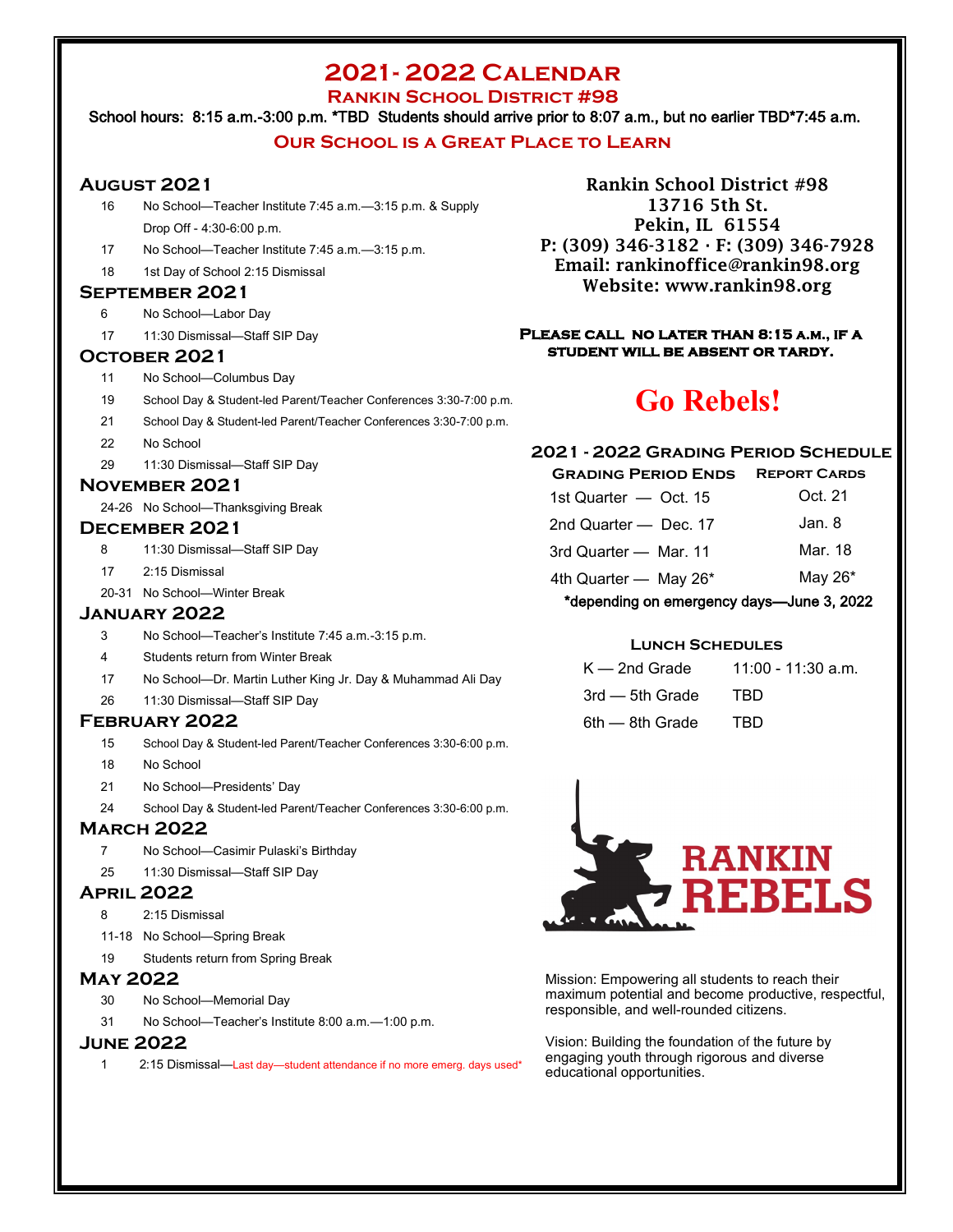# 2021- 2022 Calendar

## Rankin School District #98

School hours: 8:15 a.m.-3:00 p.m. *TBD Students should arrive prior to 8:07 a.m., but no earlier TBD*7:45 a.m.

**Our School is a Great Place to Learn**

### August 2021

- 16 No School—Teacher Institute 7:45 a.m.—3:15 p.m. & Supply Drop Off - 4:30-6:00 p.m.
- 17 No School—Teacher Institute 7:45 a.m.—3:15 p.m.
- 18 1st Day of School 2:15 Dismissal

### September 2021

- 6 No School—Labor Day
- 17 11:30 Dismissal—Staff SIP Day

### October 2021

- 11 No School—Columbus Day
- 19 School Day & Student-led Parent/Teacher Conferences 3:30-7:00 p.m.
- 21 School Day & Student-led Parent/Teacher Conferences 3:30-7:00 p.m.
- 22 No School
- 29 11:30 Dismissal—Staff SIP Day

### November 2021

- 24-26 No School—Thanksgiving Break

### December 2021

- 8 11:30 Dismissal—Staff SIP Day
- 17 2:15 Dismissal
- 20-31 No School—Winter Break

### January 2022

- 3 No School—Teacher's Institute 7:45 a.m.-3:15 p.m.
- 4 Students return from Winter Break
- 17 No School—Dr. Martin Luther King Jr. Day & Muhammad Ali Day
- 26 11:30 Dismissal—Staff SIP Day

### February 2022

- 15 School Day & Student-led Parent/Teacher Conferences 3:30-6:00 p.m.
- 18 No School
- 21 No School—Presidents' Day
- 24 School Day & Student-led Parent/Teacher Conferences 3:30-6:00 p.m.

### March 2022

- 7 No School—Casimir Pulaski's Birthday
- 25 11:30 Dismissal—Staff SIP Day

### April 2022

- 8 2:15 Dismissal
- 11-18 No School—Spring Break
- 19 Students return from Spring Break

### May 2022

- 30 No School—Memorial Day
- 31 No School—Teacher's Institute 8:00 a.m.—1:00 p.m.

### June 2022

- 1 2:15 Dismissal—Last day—student attendance if no more emerg. days used*

**Rankin School District #98**
**13716 5th St.**
**Pekin, IL 61554**
**P: (309) 346-3182 · F: (309) 346-7928**
**Email: rankinoffice@rankin98.org**
**Website: www.rankin98.org**

**Please call no later than 8:15 a.m., if a student will be absent or tardy.**

## Go Rebels!

### 2021 - 2022 Grading Period Schedule

| Grading Period Ends | Report Cards |
|---|---|
| 1st Quarter — Oct. 15 | Oct. 21 |
| 2nd Quarter — Dec. 17 | Jan. 8 |
| 3rd Quarter — Mar. 11 | Mar. 18 |
| 4th Quarter — May 26* | May 26* |

*depending on emergency days—June 3, 2022

### Lunch Schedules

| | |
|---|---|
| K — 2nd Grade | 11:00 - 11:30 a.m. |
| 3rd — 5th Grade | TBD |
| 6th — 8th Grade | TBD |

RANKIN REBELS

Mission: Empowering all students to reach their maximum potential and become productive, respectful, responsible, and well-rounded citizens.

Vision: Building the foundation of the future by engaging youth through rigorous and diverse educational opportunities.